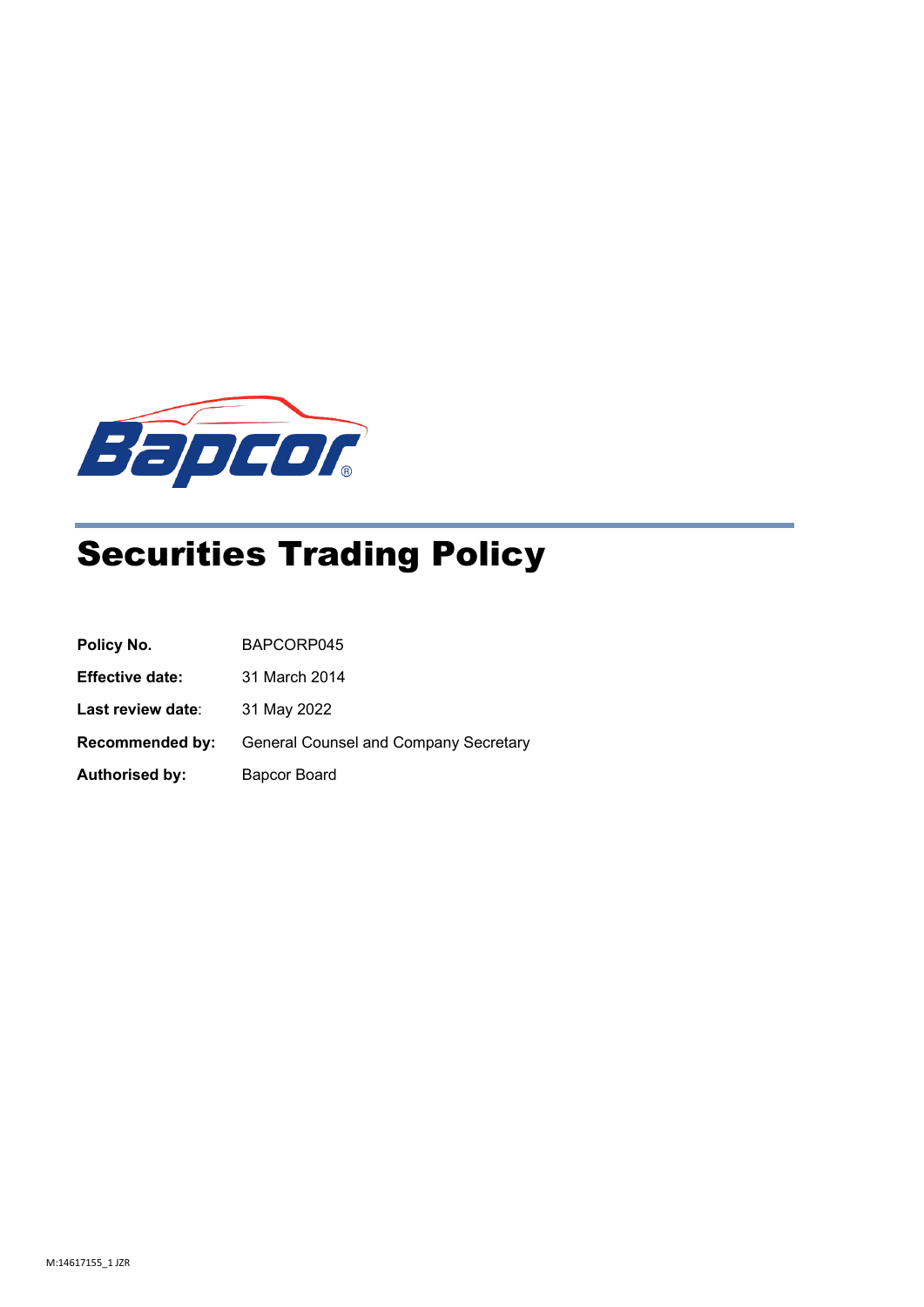# Securities Trading Policy

| | |
|---|---|
| **Policy No.** | BAPCORP045 |
| **Effective date:** | 31 March 2014 |
| **Last review date**: | 31 May 2022 |
| **Recommended by:** | General Counsel and Company Secretary |
| **Authorised by:** | Bapcor Board |

M:14617155_1 JZR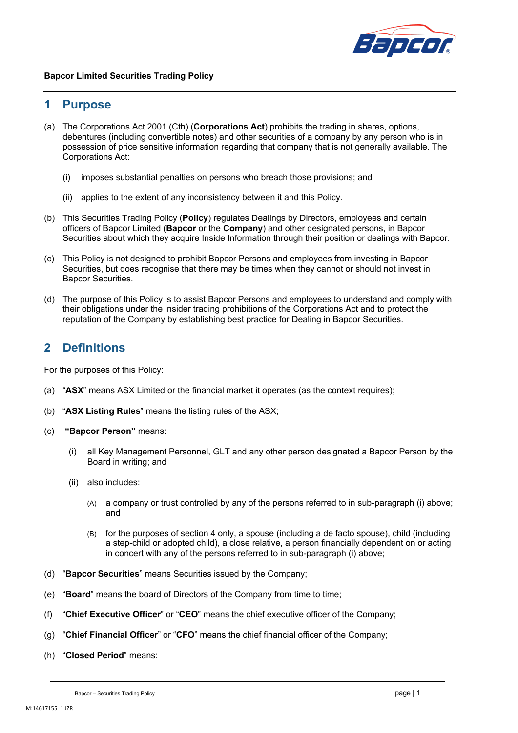**Bapcor Limited Securities Trading Policy**

## 1 Purpose

(a) The Corporations Act 2001 (Cth) (**Corporations Act**) prohibits the trading in shares, options, debentures (including convertible notes) and other securities of a company by any person who is in possession of price sensitive information regarding that company that is not generally available. The Corporations Act:

(i) imposes substantial penalties on persons who breach those provisions; and

(ii) applies to the extent of any inconsistency between it and this Policy.

(b) This Securities Trading Policy (**Policy**) regulates Dealings by Directors, employees and certain officers of Bapcor Limited (**Bapcor** or the **Company**) and other designated persons, in Bapcor Securities about which they acquire Inside Information through their position or dealings with Bapcor.

(c) This Policy is not designed to prohibit Bapcor Persons and employees from investing in Bapcor Securities, but does recognise that there may be times when they cannot or should not invest in Bapcor Securities.

(d) The purpose of this Policy is to assist Bapcor Persons and employees to understand and comply with their obligations under the insider trading prohibitions of the Corporations Act and to protect the reputation of the Company by establishing best practice for Dealing in Bapcor Securities.

## 2 Definitions

For the purposes of this Policy:

(a) "**ASX**" means ASX Limited or the financial market it operates (as the context requires);

(b) "**ASX Listing Rules**" means the listing rules of the ASX;

(c) **"Bapcor Person"** means:

(i) all Key Management Personnel, GLT and any other person designated a Bapcor Person by the Board in writing; and

(ii) also includes:

(A) a company or trust controlled by any of the persons referred to in sub-paragraph (i) above; and

(B) for the purposes of section 4 only, a spouse (including a de facto spouse), child (including a step-child or adopted child), a close relative, a person financially dependent on or acting in concert with any of the persons referred to in sub-paragraph (i) above;

(d) "**Bapcor Securities**" means Securities issued by the Company;

(e) "**Board**" means the board of Directors of the Company from time to time;

(f) "**Chief Executive Officer**" or "**CEO**" means the chief executive officer of the Company;

(g) "**Chief Financial Officer**" or "**CFO**" means the chief financial officer of the Company;

(h) "**Closed Period**" means: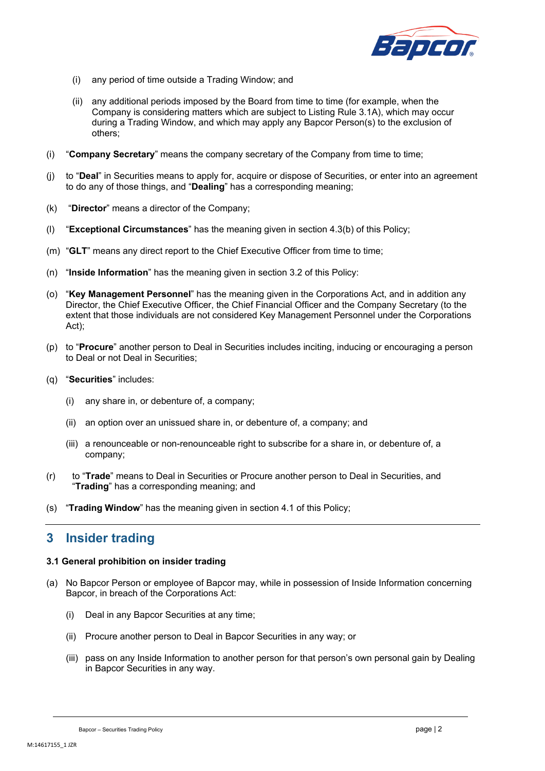(i) any period of time outside a Trading Window; and

(ii) any additional periods imposed by the Board from time to time (for example, when the Company is considering matters which are subject to Listing Rule 3.1A), which may occur during a Trading Window, and which may apply any Bapcor Person(s) to the exclusion of others;

(i) "**Company Secretary**" means the company secretary of the Company from time to time;

(j) to "**Deal**" in Securities means to apply for, acquire or dispose of Securities, or enter into an agreement to do any of those things, and "**Dealing**" has a corresponding meaning;

(k) "**Director**" means a director of the Company;

(l) "**Exceptional Circumstances**" has the meaning given in section 4.3(b) of this Policy;

(m) "**GLT**" means any direct report to the Chief Executive Officer from time to time;

(n) "**Inside Information**" has the meaning given in section 3.2 of this Policy:

(o) "**Key Management Personnel**" has the meaning given in the Corporations Act, and in addition any Director, the Chief Executive Officer, the Chief Financial Officer and the Company Secretary (to the extent that those individuals are not considered Key Management Personnel under the Corporations Act);

(p) to "**Procure**" another person to Deal in Securities includes inciting, inducing or encouraging a person to Deal or not Deal in Securities;

(q) "**Securities**" includes:

(i) any share in, or debenture of, a company;

(ii) an option over an unissued share in, or debenture of, a company; and

(iii) a renounceable or non-renounceable right to subscribe for a share in, or debenture of, a company;

(r) to "**Trade**" means to Deal in Securities or Procure another person to Deal in Securities, and "**Trading**" has a corresponding meaning; and

(s) "**Trading Window**" has the meaning given in section 4.1 of this Policy;

## 3 Insider trading

### 3.1 General prohibition on insider trading

(a) No Bapcor Person or employee of Bapcor may, while in possession of Inside Information concerning Bapcor, in breach of the Corporations Act:

(i) Deal in any Bapcor Securities at any time;

(ii) Procure another person to Deal in Bapcor Securities in any way; or

(iii) pass on any Inside Information to another person for that person's own personal gain by Dealing in Bapcor Securities in any way.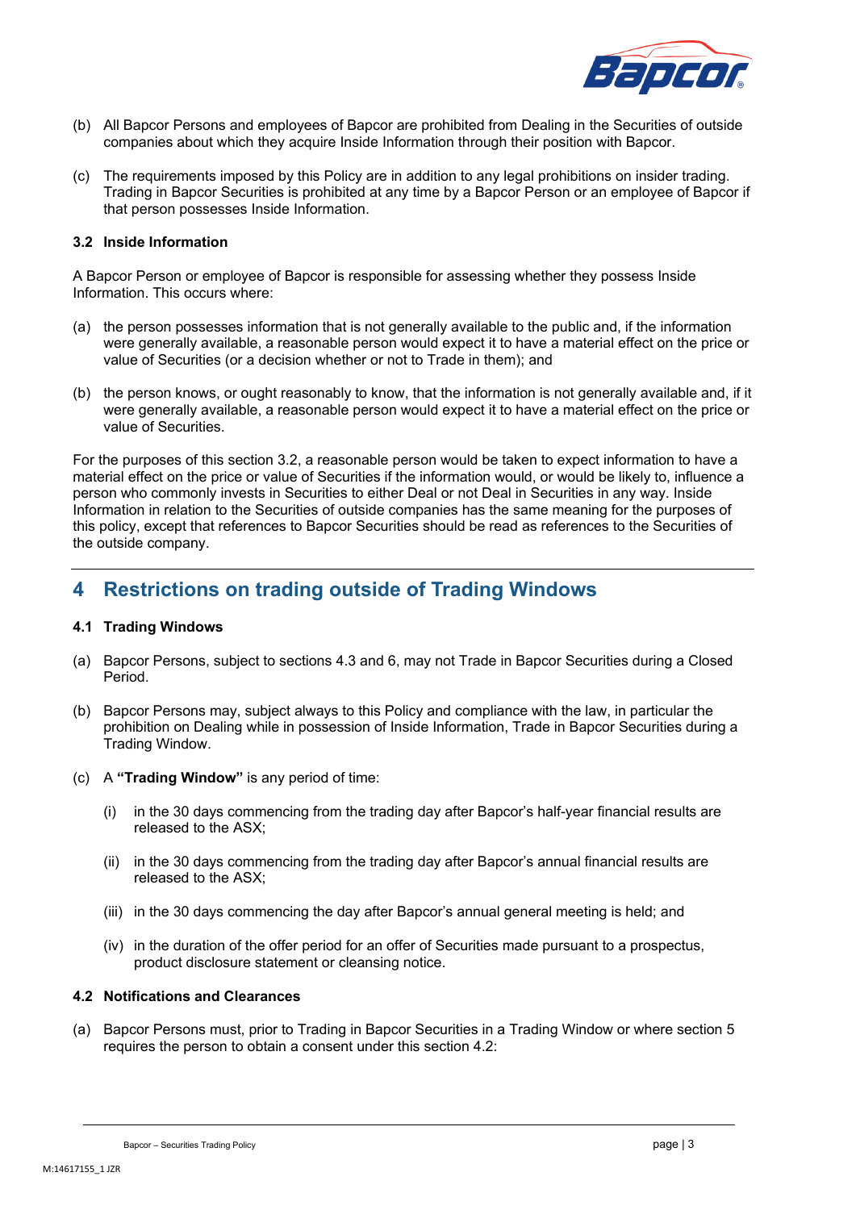(b) All Bapcor Persons and employees of Bapcor are prohibited from Dealing in the Securities of outside companies about which they acquire Inside Information through their position with Bapcor.

(c) The requirements imposed by this Policy are in addition to any legal prohibitions on insider trading. Trading in Bapcor Securities is prohibited at any time by a Bapcor Person or an employee of Bapcor if that person possesses Inside Information.

### 3.2 Inside Information

A Bapcor Person or employee of Bapcor is responsible for assessing whether they possess Inside Information. This occurs where:

(a) the person possesses information that is not generally available to the public and, if the information were generally available, a reasonable person would expect it to have a material effect on the price or value of Securities (or a decision whether or not to Trade in them); and

(b) the person knows, or ought reasonably to know, that the information is not generally available and, if it were generally available, a reasonable person would expect it to have a material effect on the price or value of Securities.

For the purposes of this section 3.2, a reasonable person would be taken to expect information to have a material effect on the price or value of Securities if the information would, or would be likely to, influence a person who commonly invests in Securities to either Deal or not Deal in Securities in any way. Inside Information in relation to the Securities of outside companies has the same meaning for the purposes of this policy, except that references to Bapcor Securities should be read as references to the Securities of the outside company.

## 4 Restrictions on trading outside of Trading Windows

### 4.1 Trading Windows

(a) Bapcor Persons, subject to sections 4.3 and 6, may not Trade in Bapcor Securities during a Closed Period.

(b) Bapcor Persons may, subject always to this Policy and compliance with the law, in particular the prohibition on Dealing while in possession of Inside Information, Trade in Bapcor Securities during a Trading Window.

(c) A **"Trading Window"** is any period of time:

  (i) in the 30 days commencing from the trading day after Bapcor's half-year financial results are released to the ASX;

  (ii) in the 30 days commencing from the trading day after Bapcor's annual financial results are released to the ASX;

  (iii) in the 30 days commencing the day after Bapcor's annual general meeting is held; and

  (iv) in the duration of the offer period for an offer of Securities made pursuant to a prospectus, product disclosure statement or cleansing notice.

### 4.2 Notifications and Clearances

(a) Bapcor Persons must, prior to Trading in Bapcor Securities in a Trading Window or where section 5 requires the person to obtain a consent under this section 4.2: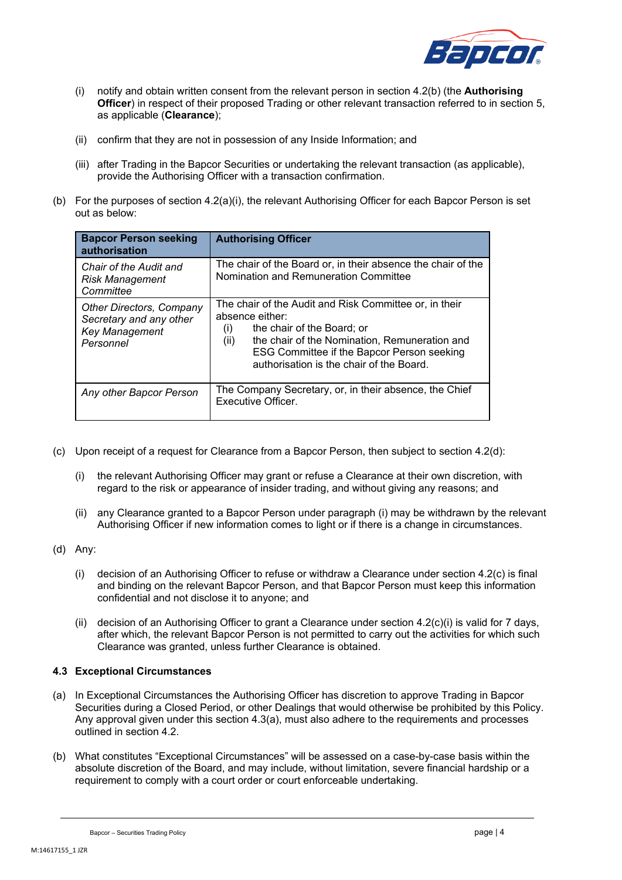(i) notify and obtain written consent from the relevant person in section 4.2(b) (the **Authorising Officer**) in respect of their proposed Trading or other relevant transaction referred to in section 5, as applicable (**Clearance**);

(ii) confirm that they are not in possession of any Inside Information; and

(iii) after Trading in the Bapcor Securities or undertaking the relevant transaction (as applicable), provide the Authorising Officer with a transaction confirmation.

(b) For the purposes of section 4.2(a)(i), the relevant Authorising Officer for each Bapcor Person is set out as below:

| Bapcor Person seeking authorisation | Authorising Officer |
|---|---|
| *Chair of the Audit and Risk Management Committee* | The chair of the Board or, in their absence the chair of the Nomination and Remuneration Committee |
| *Other Directors, Company Secretary and any other Key Management Personnel* | The chair of the Audit and Risk Committee or, in their absence either: (i) the chair of the Board; or (ii) the chair of the Nomination, Remuneration and ESG Committee if the Bapcor Person seeking authorisation is the chair of the Board. |
| *Any other Bapcor Person* | The Company Secretary, or, in their absence, the Chief Executive Officer. |

(c) Upon receipt of a request for Clearance from a Bapcor Person, then subject to section 4.2(d):

(i) the relevant Authorising Officer may grant or refuse a Clearance at their own discretion, with regard to the risk or appearance of insider trading, and without giving any reasons; and

(ii) any Clearance granted to a Bapcor Person under paragraph (i) may be withdrawn by the relevant Authorising Officer if new information comes to light or if there is a change in circumstances.

(d) Any:

(i) decision of an Authorising Officer to refuse or withdraw a Clearance under section 4.2(c) is final and binding on the relevant Bapcor Person, and that Bapcor Person must keep this information confidential and not disclose it to anyone; and

(ii) decision of an Authorising Officer to grant a Clearance under section 4.2(c)(i) is valid for 7 days, after which, the relevant Bapcor Person is not permitted to carry out the activities for which such Clearance was granted, unless further Clearance is obtained.

### 4.3 Exceptional Circumstances

(a) In Exceptional Circumstances the Authorising Officer has discretion to approve Trading in Bapcor Securities during a Closed Period, or other Dealings that would otherwise be prohibited by this Policy. Any approval given under this section 4.3(a), must also adhere to the requirements and processes outlined in section 4.2.

(b) What constitutes "Exceptional Circumstances" will be assessed on a case-by-case basis within the absolute discretion of the Board, and may include, without limitation, severe financial hardship or a requirement to comply with a court order or court enforceable undertaking.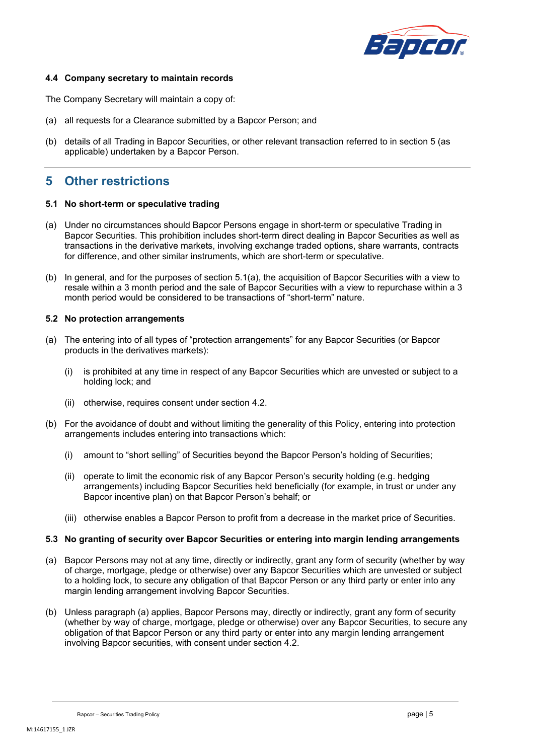### 4.4 Company secretary to maintain records

The Company Secretary will maintain a copy of:

(a) all requests for a Clearance submitted by a Bapcor Person; and

(b) details of all Trading in Bapcor Securities, or other relevant transaction referred to in section 5 (as applicable) undertaken by a Bapcor Person.

## 5 Other restrictions

### 5.1 No short-term or speculative trading

(a) Under no circumstances should Bapcor Persons engage in short-term or speculative Trading in Bapcor Securities. This prohibition includes short-term direct dealing in Bapcor Securities as well as transactions in the derivative markets, involving exchange traded options, share warrants, contracts for difference, and other similar instruments, which are short-term or speculative.

(b) In general, and for the purposes of section 5.1(a), the acquisition of Bapcor Securities with a view to resale within a 3 month period and the sale of Bapcor Securities with a view to repurchase within a 3 month period would be considered to be transactions of "short-term" nature.

### 5.2 No protection arrangements

(a) The entering into of all types of "protection arrangements" for any Bapcor Securities (or Bapcor products in the derivatives markets):

  (i) is prohibited at any time in respect of any Bapcor Securities which are unvested or subject to a holding lock; and

  (ii) otherwise, requires consent under section 4.2.

(b) For the avoidance of doubt and without limiting the generality of this Policy, entering into protection arrangements includes entering into transactions which:

  (i) amount to "short selling" of Securities beyond the Bapcor Person's holding of Securities;

  (ii) operate to limit the economic risk of any Bapcor Person's security holding (e.g. hedging arrangements) including Bapcor Securities held beneficially (for example, in trust or under any Bapcor incentive plan) on that Bapcor Person's behalf; or

  (iii) otherwise enables a Bapcor Person to profit from a decrease in the market price of Securities.

### 5.3 No granting of security over Bapcor Securities or entering into margin lending arrangements

(a) Bapcor Persons may not at any time, directly or indirectly, grant any form of security (whether by way of charge, mortgage, pledge or otherwise) over any Bapcor Securities which are unvested or subject to a holding lock, to secure any obligation of that Bapcor Person or any third party or enter into any margin lending arrangement involving Bapcor Securities.

(b) Unless paragraph (a) applies, Bapcor Persons may, directly or indirectly, grant any form of security (whether by way of charge, mortgage, pledge or otherwise) over any Bapcor Securities, to secure any obligation of that Bapcor Person or any third party or enter into any margin lending arrangement involving Bapcor securities, with consent under section 4.2.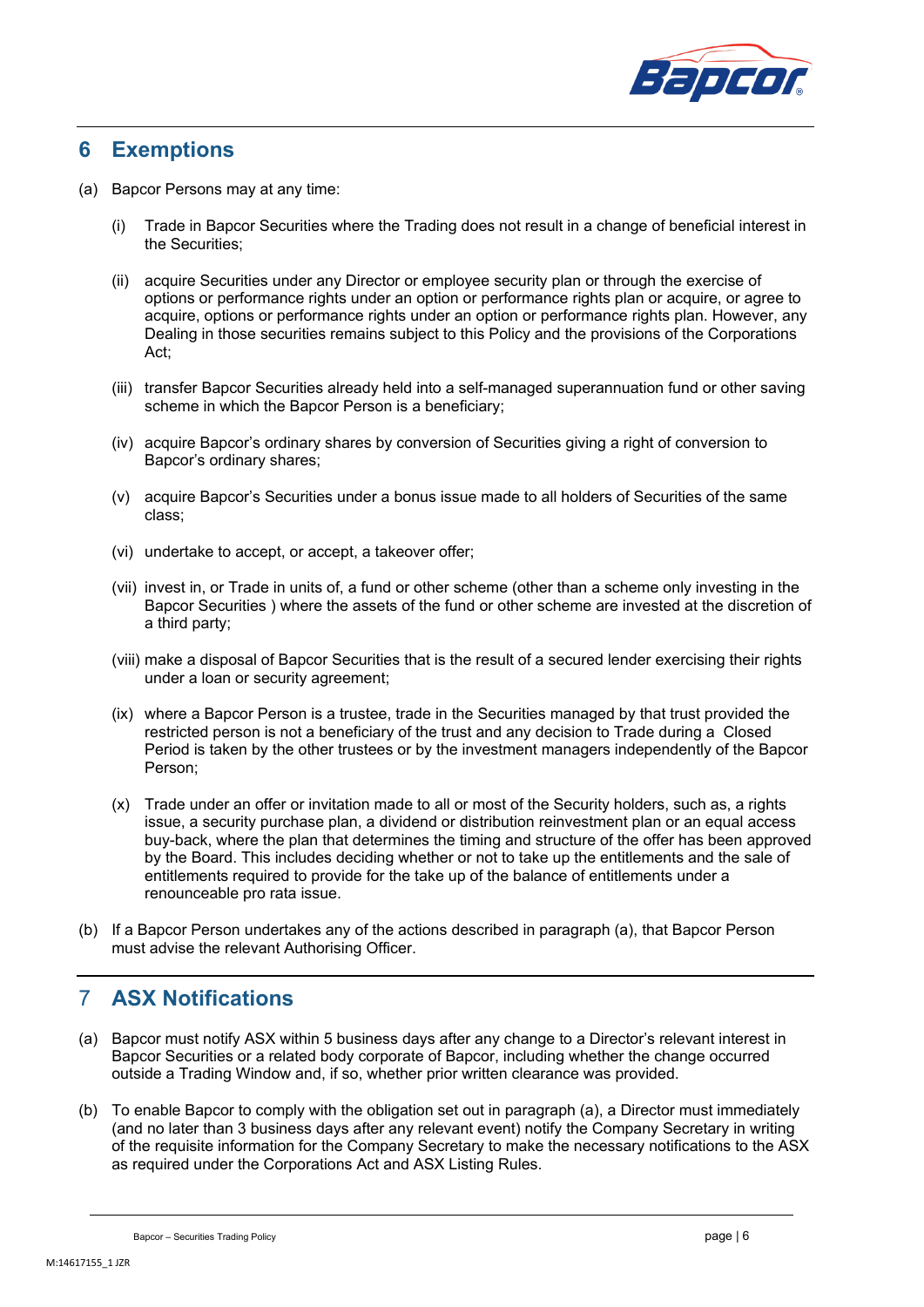## 6 Exemptions

(a) Bapcor Persons may at any time:

(i) Trade in Bapcor Securities where the Trading does not result in a change of beneficial interest in the Securities;

(ii) acquire Securities under any Director or employee security plan or through the exercise of options or performance rights under an option or performance rights plan or acquire, or agree to acquire, options or performance rights under an option or performance rights plan. However, any Dealing in those securities remains subject to this Policy and the provisions of the Corporations Act;

(iii) transfer Bapcor Securities already held into a self-managed superannuation fund or other saving scheme in which the Bapcor Person is a beneficiary;

(iv) acquire Bapcor's ordinary shares by conversion of Securities giving a right of conversion to Bapcor's ordinary shares;

(v) acquire Bapcor's Securities under a bonus issue made to all holders of Securities of the same class;

(vi) undertake to accept, or accept, a takeover offer;

(vii) invest in, or Trade in units of, a fund or other scheme (other than a scheme only investing in the Bapcor Securities ) where the assets of the fund or other scheme are invested at the discretion of a third party;

(viii) make a disposal of Bapcor Securities that is the result of a secured lender exercising their rights under a loan or security agreement;

(ix) where a Bapcor Person is a trustee, trade in the Securities managed by that trust provided the restricted person is not a beneficiary of the trust and any decision to Trade during a Closed Period is taken by the other trustees or by the investment managers independently of the Bapcor Person;

(x) Trade under an offer or invitation made to all or most of the Security holders, such as, a rights issue, a security purchase plan, a dividend or distribution reinvestment plan or an equal access buy-back, where the plan that determines the timing and structure of the offer has been approved by the Board. This includes deciding whether or not to take up the entitlements and the sale of entitlements required to provide for the take up of the balance of entitlements under a renounceable pro rata issue.

(b) If a Bapcor Person undertakes any of the actions described in paragraph (a), that Bapcor Person must advise the relevant Authorising Officer.

## 7 ASX Notifications

(a) Bapcor must notify ASX within 5 business days after any change to a Director's relevant interest in Bapcor Securities or a related body corporate of Bapcor, including whether the change occurred outside a Trading Window and, if so, whether prior written clearance was provided.

(b) To enable Bapcor to comply with the obligation set out in paragraph (a), a Director must immediately (and no later than 3 business days after any relevant event) notify the Company Secretary in writing of the requisite information for the Company Secretary to make the necessary notifications to the ASX as required under the Corporations Act and ASX Listing Rules.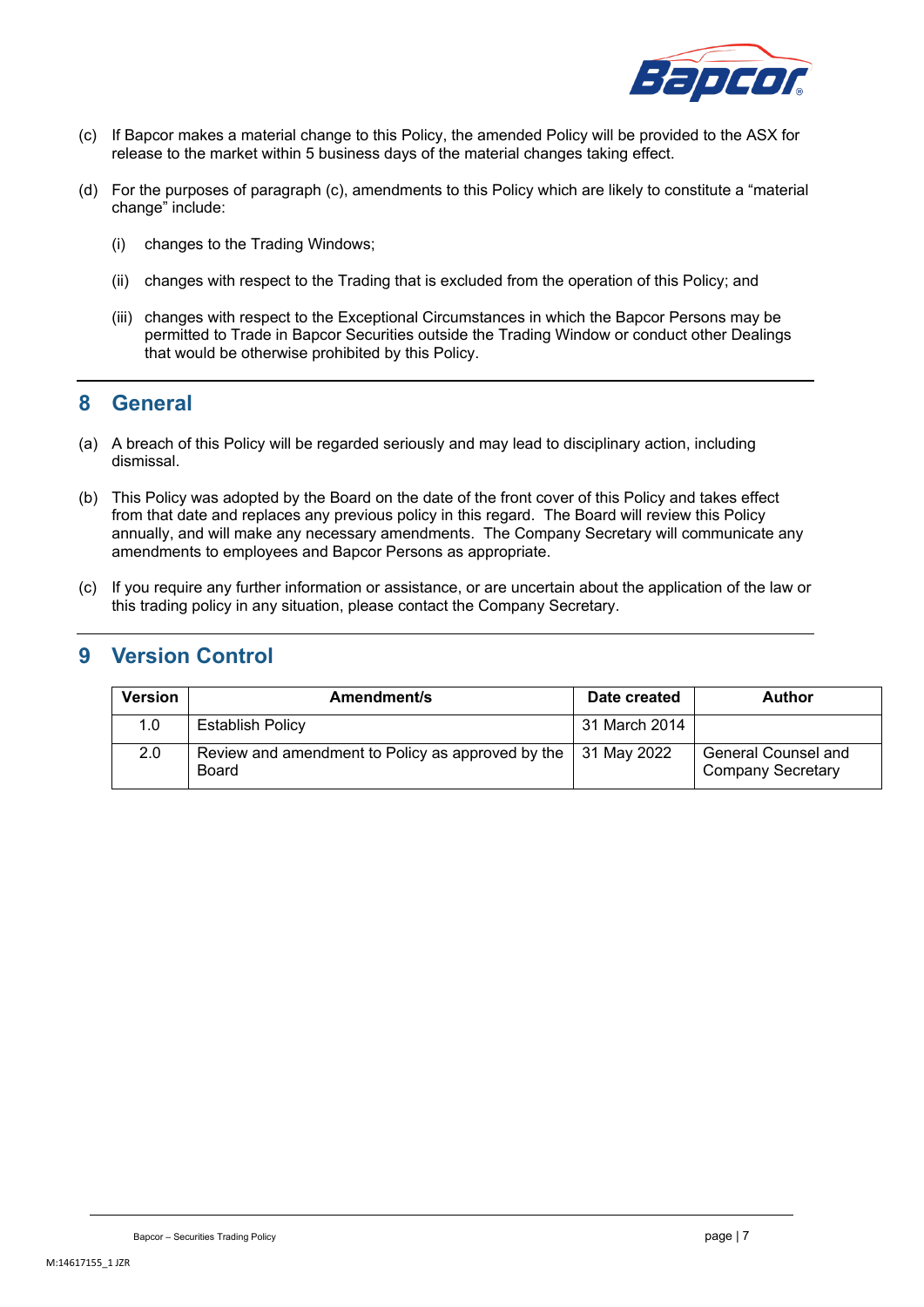(c) If Bapcor makes a material change to this Policy, the amended Policy will be provided to the ASX for release to the market within 5 business days of the material changes taking effect.

(d) For the purposes of paragraph (c), amendments to this Policy which are likely to constitute a "material change" include:

   (i) changes to the Trading Windows;

   (ii) changes with respect to the Trading that is excluded from the operation of this Policy; and

   (iii) changes with respect to the Exceptional Circumstances in which the Bapcor Persons may be permitted to Trade in Bapcor Securities outside the Trading Window or conduct other Dealings that would be otherwise prohibited by this Policy.

## 8 General

(a) A breach of this Policy will be regarded seriously and may lead to disciplinary action, including dismissal.

(b) This Policy was adopted by the Board on the date of the front cover of this Policy and takes effect from that date and replaces any previous policy in this regard. The Board will review this Policy annually, and will make any necessary amendments. The Company Secretary will communicate any amendments to employees and Bapcor Persons as appropriate.

(c) If you require any further information or assistance, or are uncertain about the application of the law or this trading policy in any situation, please contact the Company Secretary.

## 9 Version Control

| Version | Amendment/s | Date created | Author |
|---|---|---|---|
| 1.0 | Establish Policy | 31 March 2014 | |
| 2.0 | Review and amendment to Policy as approved by the Board | 31 May 2022 | General Counsel and Company Secretary |